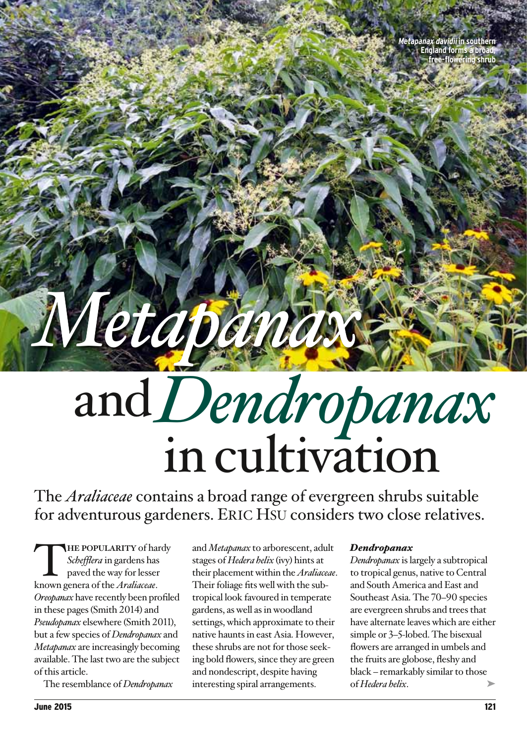*Metapanax davidii* in southern England forms a broad, free-flowering shrub

# *Metapanax* and *Dendropanax* in cultivation

The *Araliaceae* contains a broad range of evergreen shrubs suitable for adventurous gardeners. ERIC HSU considers two close relatives.

**THE POPULARITY** of hardy *Schefflera* in gardens has paved the way for lesser known genera of the *Araliaceae*. *Oreopanax* have recently been profiled in these pages (Smith 2014) and *Pseudopanax* elsewhere (Smith 2011), but a few species of *Dendropanax* and *Metapanax* are increasingly becoming available. The last two are the subject of this article.

The resemblance of *Dendropanax* and *Metapanax* to arborescent, adult stages of *Hedera helix* (ivy) hints at their placement within the *Araliaceae*. Their foliage fits well with the subtropical look favoured in temperate gardens, as well as in woodland settings, which approximate to their native haunts in east Asia. However, these shrubs are not for those seeking bold flowers, since they are green and nondescript, despite having interesting spiral arrangements.

### *Dendropanax*

*Dendropanax* is largely a subtropical to tropical genus, native to Central and South America and East and Southeast Asia. The 70–90 species are evergreen shrubs and trees that have alternate leaves which are either simple or 3–5-lobed. The bisexual flowers are arranged in umbels and the fruits are globose, fleshy and black – remarkably similar to those of *Hedera helix*.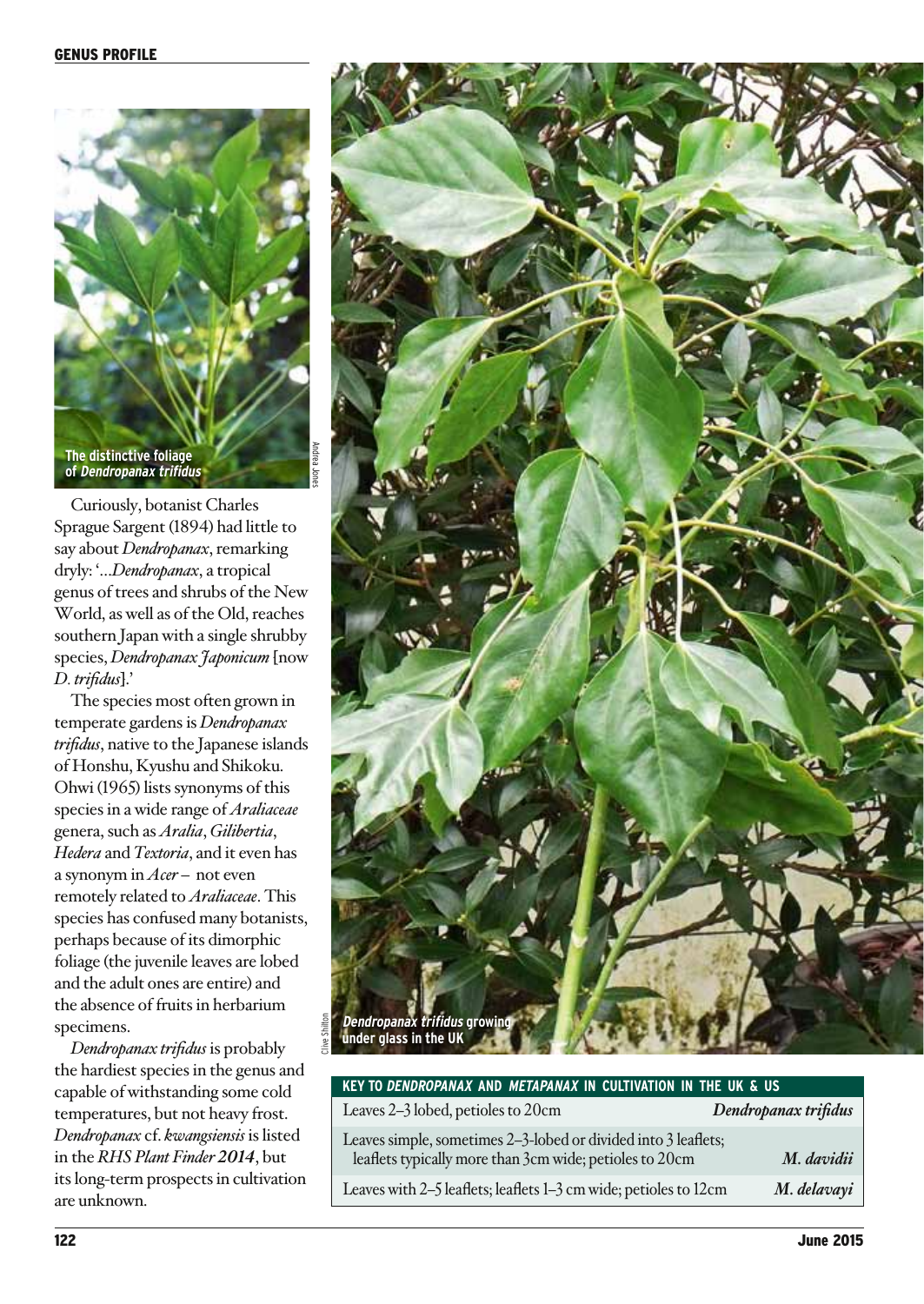The distinctive foliage of *Dendropanax trifidus*

Curiously, botanist Charles Sprague Sargent (1894) had little to say about *Dendropanax*, remarking dryly: '...*Dendropanax*, a tropical genus of trees and shrubs of the New World, as well as of the Old, reaches southern Japan with a single shrubby species, *Dendropanax Japonicum* [now *D. trifidus*].'

The species most often grown in temperate gardens is *Dendropanax trifidus*, native to the Japanese islands of Honshu, Kyushu and Shikoku. Ohwi (1965) lists synonyms of this species in a wide range of *Araliaceae* genera, such as *Aralia*, *Gilibertia*, *Hedera* and *Textoria*, and it even has a synonym in *Acer* – not even remotely related to *Araliaceae*. This species has confused many botanists, perhaps because of its dimorphic foliage (the juvenile leaves are lobed and the adult ones are entire) and the absence of fruits in herbarium specimens.

*Dendropanax trifidus* is probably the hardiest species in the genus and capable of withstanding some cold temperatures, but not heavy frost. *Dendropanax* cf. *kwangsiensis* is listed in the *RHS Plant Finder 2014*, but its long-term prospects in cultivation are unknown.

*Dendropanax trifidus* growing under glass in the UK

**KEY TO *DENDROPANAX* AND *METAPANAX* IN CULTIVATION IN THE UK & US**

| | |
|---|---|
| Leaves 2–3 lobed, petioles to 20cm | ***Dendropanax trifidus*** |
| Leaves simple, sometimes 2–3-lobed or divided into 3 leaflets; leaflets typically more than 3cm wide; petioles to 20cm | ***M. davidii*** |
| Leaves with 2–5 leaflets; leaflets 1–3 cm wide; petioles to 12cm | ***M. delavayi*** |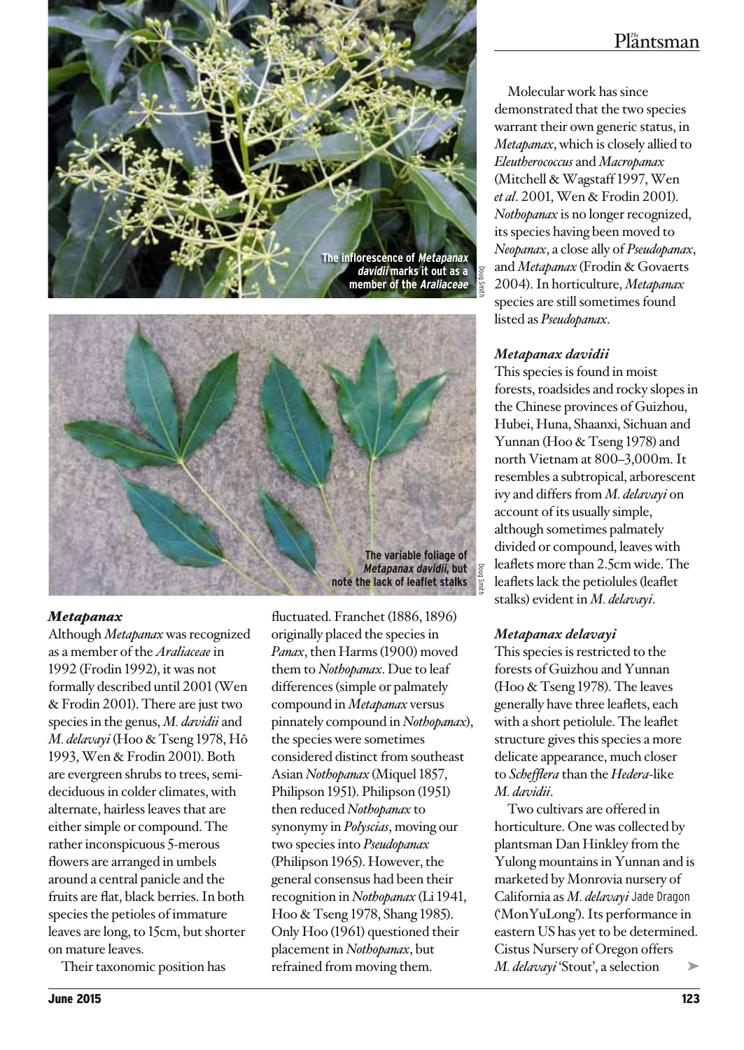The inflorescence of ***Metapanax davidii*** marks it out as a member of the ***Araliaceae***

The variable foliage of ***Metapanax davidii***, but note the lack of leaflet stalks

### *Metapanax*

Although *Metapanax* was recognized as a member of the *Araliaceae* in 1992 (Frodin 1992), it was not formally described until 2001 (Wen & Frodin 2001). There are just two species in the genus, *M. davidii* and *M. delavayi* (Hoo & Tseng 1978, Hô 1993, Wen & Frodin 2001). Both are evergreen shrubs to trees, semi-deciduous in colder climates, with alternate, hairless leaves that are either simple or compound. The rather inconspicuous 5-merous flowers are arranged in umbels around a central panicle and the fruits are flat, black berries. In both species the petioles of immature leaves are long, to 15cm, but shorter on mature leaves.

Their taxonomic position has fluctuated. Franchet (1886, 1896) originally placed the species in *Panax*, then Harms (1900) moved them to *Nothopanax*. Due to leaf differences (simple or palmately compound in *Metapanax* versus pinnately compound in *Nothopanax*), the species were sometimes considered distinct from southeast Asian *Nothopanax* (Miquel 1857, Philipson 1951). Philipson (1951) then reduced *Nothopanax* to synonymy in *Polyscias*, moving our two species into *Pseudopanax* (Philipson 1965). However, the general consensus had been their recognition in *Nothopanax* (Li 1941, Hoo & Tseng 1978, Shang 1985). Only Hoo (1961) questioned their placement in *Nothopanax*, but refrained from moving them.

Molecular work has since demonstrated that the two species warrant their own generic status, in *Metapanax*, which is closely allied to *Eleutherococcus* and *Macropanax* (Mitchell & Wagstaff 1997, Wen *et al*. 2001, Wen & Frodin 2001). *Nothopanax* is no longer recognized, its species having been moved to *Neopanax*, a close ally of *Pseudopanax*, and *Metapanax* (Frodin & Govaerts 2004). In horticulture, *Metapanax* species are still sometimes found listed as *Pseudopanax*.

### *Metapanax davidii*

This species is found in moist forests, roadsides and rocky slopes in the Chinese provinces of Guizhou, Hubei, Huna, Shaanxi, Sichuan and Yunnan (Hoo & Tseng 1978) and north Vietnam at 800–3,000m. It resembles a subtropical, arborescent ivy and differs from *M. delavayi* on account of its usually simple, although sometimes palmately divided or compound, leaves with leaflets more than 2.5cm wide. The leaflets lack the petiolules (leaflet stalks) evident in *M. delavayi*.

### *Metapanax delavayi*

This species is restricted to the forests of Guizhou and Yunnan (Hoo & Tseng 1978). The leaves generally have three leaflets, each with a short petiolule. The leaflet structure gives this species a more delicate appearance, much closer to *Schefflera* than the *Hedera*-like *M. davidii*.

Two cultivars are offered in horticulture. One was collected by plantsman Dan Hinkley from the Yulong mountains in Yunnan and is marketed by Monrovia nursery of California as *M. delavayi* Jade Dragon ('MonYuLong'). Its performance in eastern US has yet to be determined. Cistus Nursery of Oregon offers *M. delavayi* 'Stout', a selection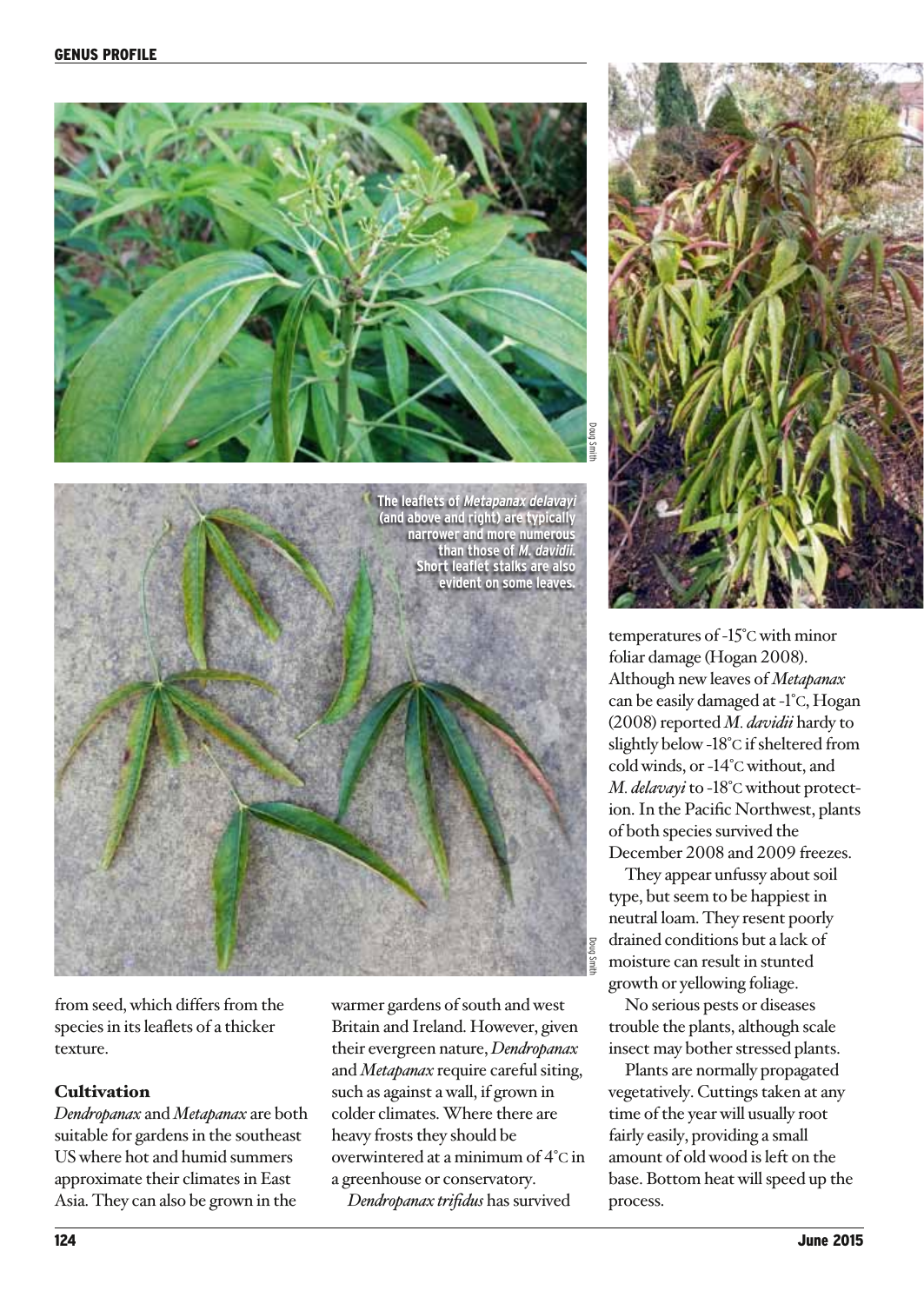The leaflets of *Metapanax delavayi* (and above and right) are typically narrower and more numerous than those of *M. davidii*. Short leaflet stalks are also evident on some leaves.

from seed, which differs from the species in its leaflets of a thicker texture.

## Cultivation

*Dendropanax* and *Metapanax* are both suitable for gardens in the southeast US where hot and humid summers approximate their climates in East Asia. They can also be grown in the warmer gardens of south and west Britain and Ireland. However, given their evergreen nature, *Dendropanax* and *Metapanax* require careful siting, such as against a wall, if grown in colder climates. Where there are heavy frosts they should be overwintered at a minimum of 4°C in a greenhouse or conservatory.

*Dendropanax trifidus* has survived temperatures of -15°C with minor foliar damage (Hogan 2008). Although new leaves of *Metapanax* can be easily damaged at -1°C, Hogan (2008) reported *M. davidii* hardy to slightly below -18°C if sheltered from cold winds, or -14°C without, and *M. delavayi* to -18°C without protection. In the Pacific Northwest, plants of both species survived the December 2008 and 2009 freezes.

They appear unfussy about soil type, but seem to be happiest in neutral loam. They resent poorly drained conditions but a lack of moisture can result in stunted growth or yellowing foliage.

No serious pests or diseases trouble the plants, although scale insect may bother stressed plants.

Plants are normally propagated vegetatively. Cuttings taken at any time of the year will usually root fairly easily, providing a small amount of old wood is left on the base. Bottom heat will speed up the process.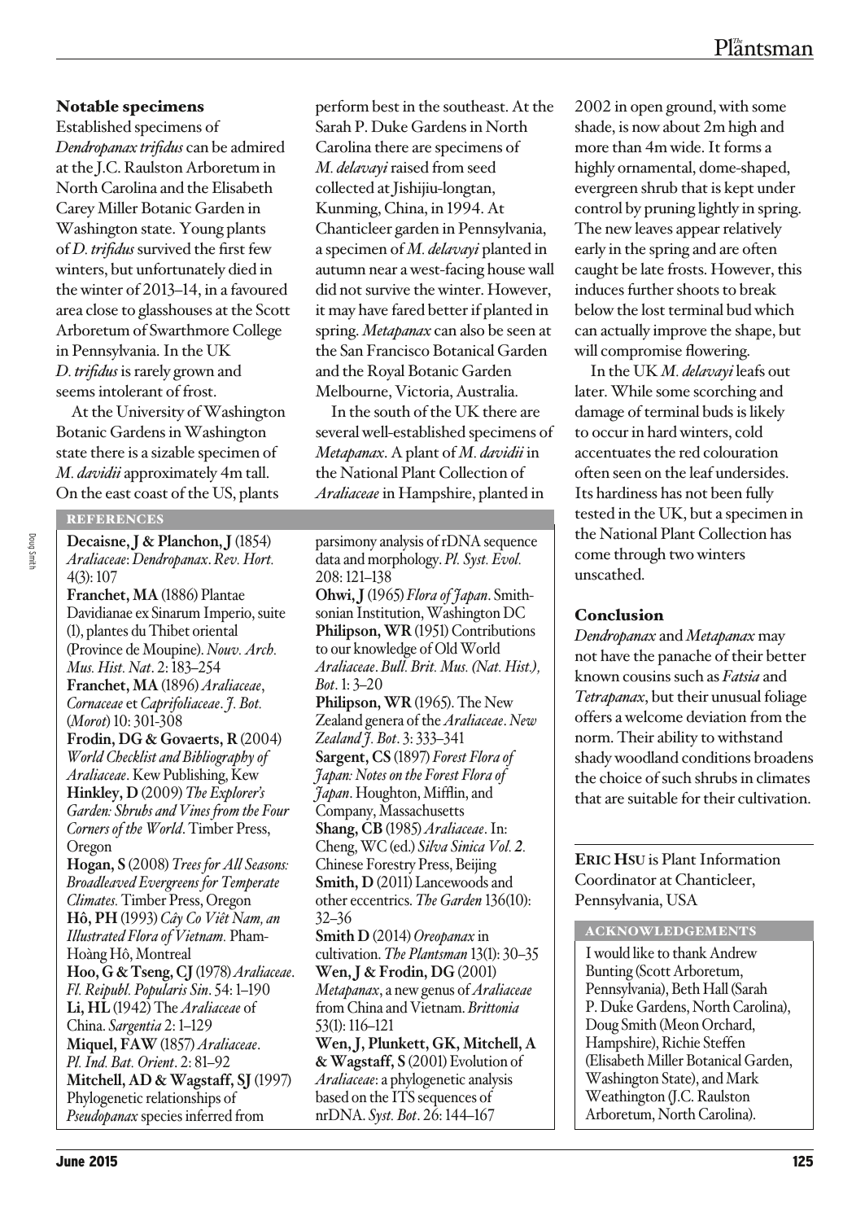## Notable specimens

Established specimens of *Dendropanax trifidus* can be admired at the J.C. Raulston Arboretum in North Carolina and the Elisabeth Carey Miller Botanic Garden in Washington state. Young plants of *D. trifidus* survived the first few winters, but unfortunately died in the winter of 2013–14, in a favoured area close to glasshouses at the Scott Arboretum of Swarthmore College in Pennsylvania. In the UK *D. trifidus* is rarely grown and seems intolerant of frost.

At the University of Washington Botanic Gardens in Washington state there is a sizable specimen of *M. davidii* approximately 4m tall. On the east coast of the US, plants perform best in the southeast. At the Sarah P. Duke Gardens in North Carolina there are specimens of *M. delavayi* raised from seed collected at Jishiju-longtan, Kunming, China, in 1994. At Chanticleer garden in Pennsylvania, a specimen of *M. delavayi* planted in autumn near a west-facing house wall did not survive the winter. However, it may have fared better if planted in spring. *Metapanax* can also be seen at the San Francisco Botanical Garden and the Royal Botanic Garden Melbourne, Victoria, Australia.

In the south of the UK there are several well-established specimens of *Metapanax*. A plant of *M. davidii* in the National Plant Collection of *Araliaceae* in Hampshire, planted in 2002 in open ground, with some shade, is now about 2m high and more than 4m wide. It forms a highly ornamental, dome-shaped, evergreen shrub that is kept under control by pruning lightly in spring. The new leaves appear relatively early in the spring and are often caught be late frosts. However, this induces further shoots to break below the lost terminal bud which can actually improve the shape, but will compromise flowering.

In the UK *M. delavayi* leafs out later. While some scorching and damage of terminal buds is likely to occur in hard winters, cold accentuates the red colouration often seen on the leaf undersides. Its hardiness has not been fully tested in the UK, but a specimen in the National Plant Collection has come through two winters unscathed.

## Conclusion

*Dendropanax* and *Metapanax* may not have the panache of their better known cousins such as *Fatsia* and *Tetrapanax*, but their unusual foliage offers a welcome deviation from the norm. Their ability to withstand shady woodland conditions broadens the choice of such shrubs in climates that are suitable for their cultivation.

**ERIC HSU** is Plant Information Coordinator at Chanticleer, Pennsylvania, USA

### REFERENCES

**Decaisne, J & Planchon, J** (1854) *Araliaceae*: *Dendropanax*. *Rev. Hort.* 4(3): 107

**Franchet, MA** (1886) Plantae Davidianae ex Sinarum Imperio, suite (1), plantes du Thibet oriental (Province de Moupine). *Nouv. Arch. Mus. Hist. Nat.* 2: 183–254

**Franchet, MA** (1896) *Araliaceae*, *Cornaceae* et *Caprifoliaceae*. *J. Bot.* (*Morot*) 10: 301-308

**Frodin, DG & Govaerts, R** (2004) *World Checklist and Bibliography of Araliaceae*. Kew Publishing, Kew

**Hinkley, D** (2009) *The Explorer's Garden: Shrubs and Vines from the Four Corners of the World*. Timber Press, Oregon

**Hogan, S** (2008) *Trees for All Seasons: Broadleaved Evergreens for Temperate Climates.* Timber Press, Oregon

**Hô, PH** (1993) *Cây Co Viêt Nam, an Illustrated Flora of Vietnam.* Pham-Hoàng Hô, Montreal

**Hoo, G & Tseng, CJ** (1978) *Araliaceae*. *Fl. Reipubl. Popularis Sin*. 54: 1–190

**Li, HL** (1942) The *Araliaceae* of China. *Sargentia* 2: 1–129

**Miquel, FAW** (1857) *Araliaceae*. *Pl. Ind. Bat. Orient*. 2: 81–92

**Mitchell, AD & Wagstaff, SJ** (1997) Phylogenetic relationships of *Pseudopanax* species inferred from parsimony analysis of rDNA sequence data and morphology. *Pl. Syst. Evol.* 208: 121–138

**Ohwi, J** (1965) *Flora of Japan*. Smithsonian Institution, Washington DC

**Philipson, WR** (1951) Contributions to our knowledge of Old World *Araliaceae*. *Bull. Brit. Mus. (Nat. Hist.), Bot*. 1: 3–20

**Philipson, WR** (1965). The New Zealand genera of the *Araliaceae*. *New Zealand J. Bot*. 3: 333–341

**Sargent, CS** (1897) *Forest Flora of Japan: Notes on the Forest Flora of Japan*. Houghton, Mifflin, and Company, Massachusetts

**Shang, CB** (1985) *Araliaceae*. In: Cheng, WC (ed.) *Silva Sinica Vol. 2.* Chinese Forestry Press, Beijing

**Smith, D** (2011) Lancewoods and other eccentrics. *The Garden* 136(10): 32–36

**Smith D** (2014) *Oreopanax* in cultivation. *The Plantsman* 13(1): 30–35

**Wen, J & Frodin, DG** (2001) *Metapanax*, a new genus of *Araliaceae* from China and Vietnam. *Brittonia* 53(1): 116–121

**Wen, J, Plunkett, GK, Mitchell, A & Wagstaff, S** (2001) Evolution of *Araliaceae*: a phylogenetic analysis based on the ITS sequences of nrDNA. *Syst. Bot*. 26: 144–167

### ACKNOWLEDGEMENTS

I would like to thank Andrew Bunting (Scott Arboretum, Pennsylvania), Beth Hall (Sarah P. Duke Gardens, North Carolina), Doug Smith (Meon Orchard, Hampshire), Richie Steffen (Elisabeth Miller Botanical Garden, Washington State), and Mark Weathington (J.C. Raulston Arboretum, North Carolina).